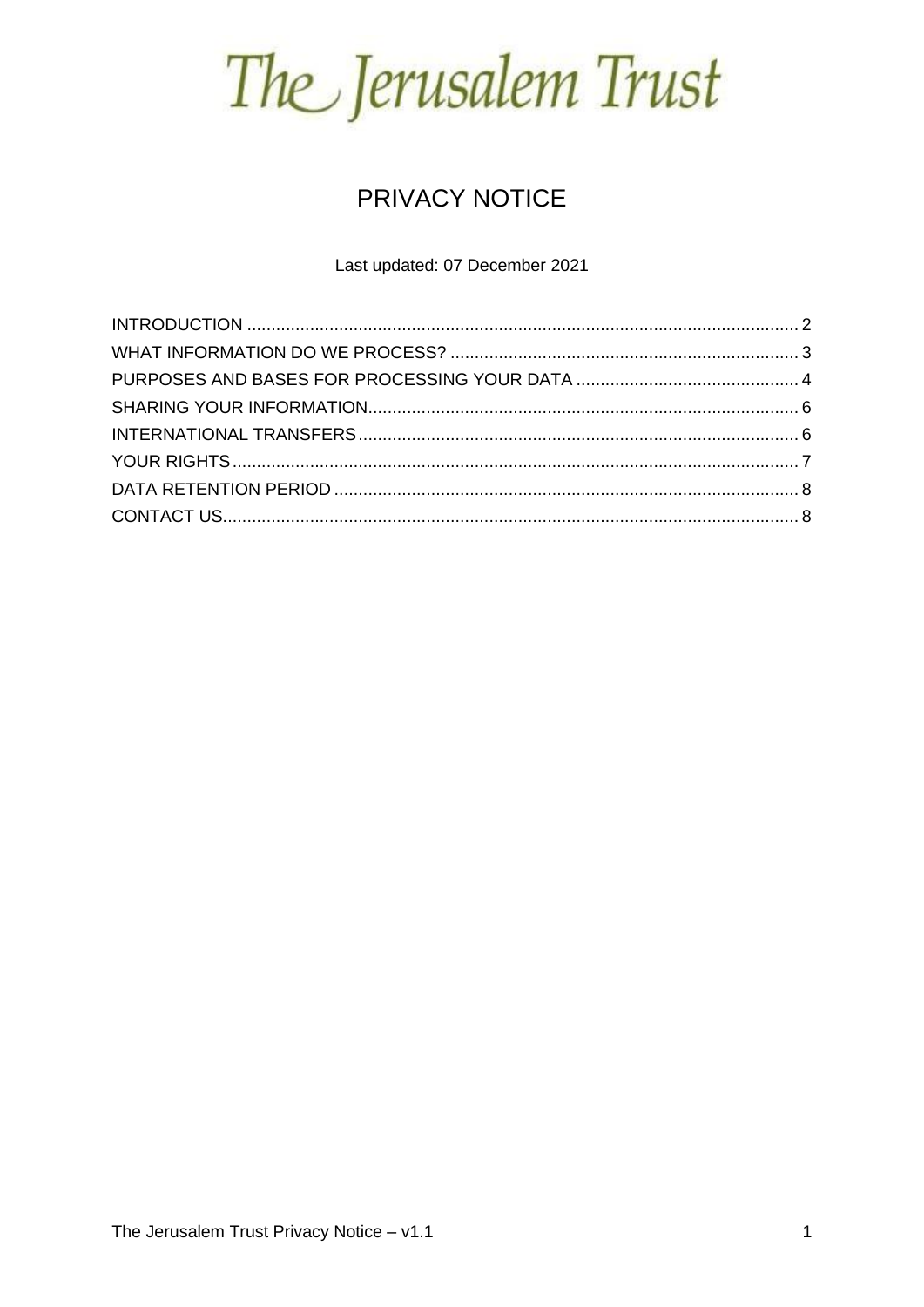# The Jerusalem Trust

## PRIVACY NOTICE

Last updated: 07 December 2021

- INTRODUCTION .......... 2
- WHAT INFORMATION DO WE PROCESS? .......... 3
- PURPOSES AND BASES FOR PROCESSING YOUR DATA .......... 4
- SHARING YOUR INFORMATION .......... 6
- INTERNATIONAL TRANSFERS .......... 6
- YOUR RIGHTS .......... 7
- DATA RETENTION PERIOD .......... 8
- CONTACT US .......... 8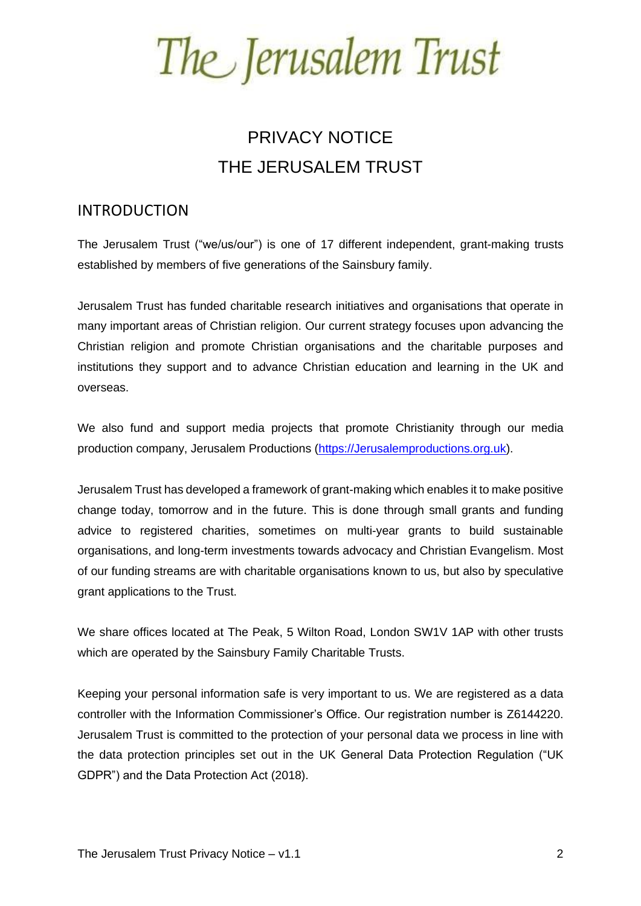# The Jerusalem Trust

## PRIVACY NOTICE
## THE JERUSALEM TRUST

### INTRODUCTION

The Jerusalem Trust ("we/us/our") is one of 17 different independent, grant-making trusts established by members of five generations of the Sainsbury family.

Jerusalem Trust has funded charitable research initiatives and organisations that operate in many important areas of Christian religion. Our current strategy focuses upon advancing the Christian religion and promote Christian organisations and the charitable purposes and institutions they support and to advance Christian education and learning in the UK and overseas.

We also fund and support media projects that promote Christianity through our media production company, Jerusalem Productions (https://Jerusalemproductions.org.uk).

Jerusalem Trust has developed a framework of grant-making which enables it to make positive change today, tomorrow and in the future. This is done through small grants and funding advice to registered charities, sometimes on multi-year grants to build sustainable organisations, and long-term investments towards advocacy and Christian Evangelism. Most of our funding streams are with charitable organisations known to us, but also by speculative grant applications to the Trust.

We share offices located at The Peak, 5 Wilton Road, London SW1V 1AP with other trusts which are operated by the Sainsbury Family Charitable Trusts.

Keeping your personal information safe is very important to us. We are registered as a data controller with the Information Commissioner's Office. Our registration number is Z6144220. Jerusalem Trust is committed to the protection of your personal data we process in line with the data protection principles set out in the UK General Data Protection Regulation ("UK GDPR") and the Data Protection Act (2018).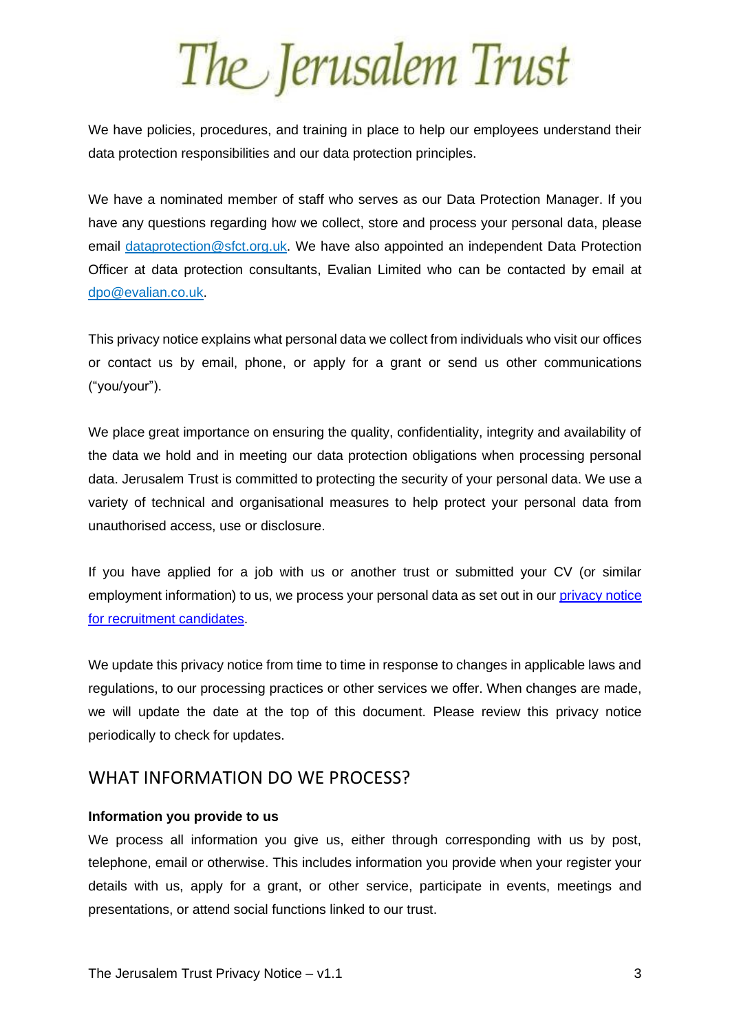We have policies, procedures, and training in place to help our employees understand their data protection responsibilities and our data protection principles.

We have a nominated member of staff who serves as our Data Protection Manager. If you have any questions regarding how we collect, store and process your personal data, please email [dataprotection@sfct.org.uk](mailto:dataprotection@sfct.org.uk). We have also appointed an independent Data Protection Officer at data protection consultants, Evalian Limited who can be contacted by email at [dpo@evalian.co.uk](mailto:dpo@evalian.co.uk).

This privacy notice explains what personal data we collect from individuals who visit our offices or contact us by email, phone, or apply for a grant or send us other communications ("you/your").

We place great importance on ensuring the quality, confidentiality, integrity and availability of the data we hold and in meeting our data protection obligations when processing personal data. Jerusalem Trust is committed to protecting the security of your personal data. We use a variety of technical and organisational measures to help protect your personal data from unauthorised access, use or disclosure.

If you have applied for a job with us or another trust or submitted your CV (or similar employment information) to us, we process your personal data as set out in our privacy notice for recruitment candidates.

We update this privacy notice from time to time in response to changes in applicable laws and regulations, to our processing practices or other services we offer. When changes are made, we will update the date at the top of this document. Please review this privacy notice periodically to check for updates.

## WHAT INFORMATION DO WE PROCESS?

**Information you provide to us**

We process all information you give us, either through corresponding with us by post, telephone, email or otherwise. This includes information you provide when your register your details with us, apply for a grant, or other service, participate in events, meetings and presentations, or attend social functions linked to our trust.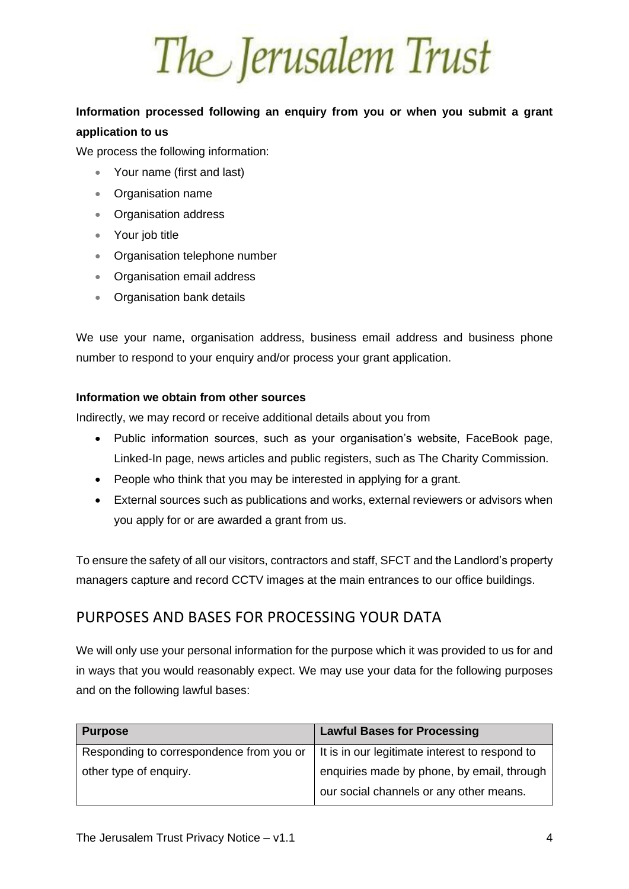**Information processed following an enquiry from you or when you submit a grant application to us**

We process the following information:

- Your name (first and last)
- Organisation name
- Organisation address
- Your job title
- Organisation telephone number
- Organisation email address
- Organisation bank details

We use your name, organisation address, business email address and business phone number to respond to your enquiry and/or process your grant application.

**Information we obtain from other sources**

Indirectly, we may record or receive additional details about you from

- Public information sources, such as your organisation's website, FaceBook page, Linked-In page, news articles and public registers, such as The Charity Commission.
- People who think that you may be interested in applying for a grant.
- External sources such as publications and works, external reviewers or advisors when you apply for or are awarded a grant from us.

To ensure the safety of all our visitors, contractors and staff, SFCT and the Landlord's property managers capture and record CCTV images at the main entrances to our office buildings.

## PURPOSES AND BASES FOR PROCESSING YOUR DATA

We will only use your personal information for the purpose which it was provided to us for and in ways that you would reasonably expect. We may use your data for the following purposes and on the following lawful bases:

| Purpose | Lawful Bases for Processing |
|---|---|
| Responding to correspondence from you or other type of enquiry. | It is in our legitimate interest to respond to enquiries made by phone, by email, through our social channels or any other means. |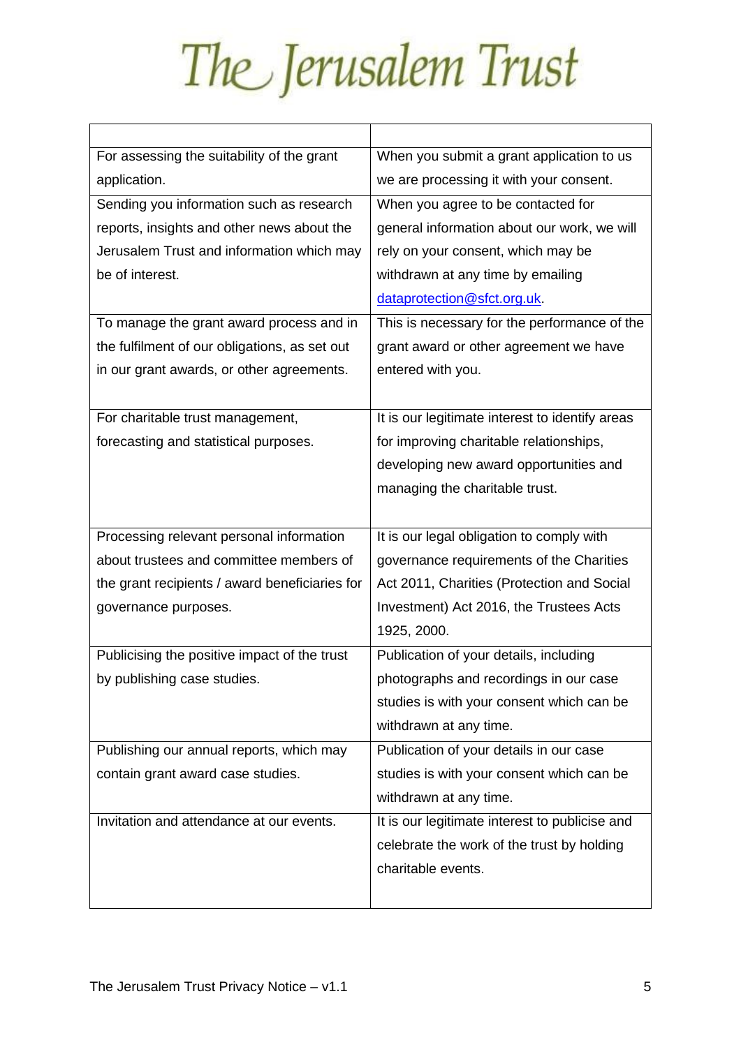# The Jerusalem Trust

| | |
|---|---|
| For assessing the suitability of the grant application. | When you submit a grant application to us we are processing it with your consent. |
| Sending you information such as research reports, insights and other news about the Jerusalem Trust and information which may be of interest. | When you agree to be contacted for general information about our work, we will rely on your consent, which may be withdrawn at any time by emailing dataprotection@sfct.org.uk. |
| To manage the grant award process and in the fulfilment of our obligations, as set out in our grant awards, or other agreements. | This is necessary for the performance of the grant award or other agreement we have entered with you. |
| For charitable trust management, forecasting and statistical purposes. | It is our legitimate interest to identify areas for improving charitable relationships, developing new award opportunities and managing the charitable trust. |
| Processing relevant personal information about trustees and committee members of the grant recipients / award beneficiaries for governance purposes. | It is our legal obligation to comply with governance requirements of the Charities Act 2011, Charities (Protection and Social Investment) Act 2016, the Trustees Acts 1925, 2000. |
| Publicising the positive impact of the trust by publishing case studies. | Publication of your details, including photographs and recordings in our case studies is with your consent which can be withdrawn at any time. |
| Publishing our annual reports, which may contain grant award case studies. | Publication of your details in our case studies is with your consent which can be withdrawn at any time. |
| Invitation and attendance at our events. | It is our legitimate interest to publicise and celebrate the work of the trust by holding charitable events. |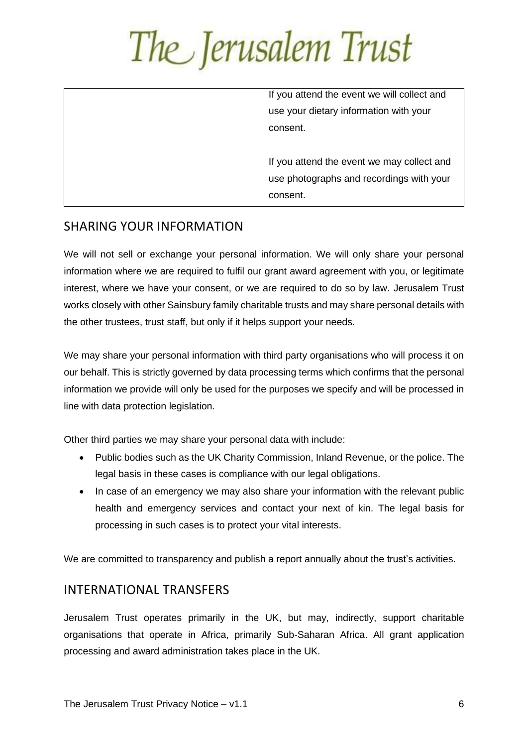| | |
|---|---|
| | If you attend the event we will collect and use your dietary information with your consent.<br><br>If you attend the event we may collect and use photographs and recordings with your consent. |

## SHARING YOUR INFORMATION

We will not sell or exchange your personal information. We will only share your personal information where we are required to fulfil our grant award agreement with you, or legitimate interest, where we have your consent, or we are required to do so by law. Jerusalem Trust works closely with other Sainsbury family charitable trusts and may share personal details with the other trustees, trust staff, but only if it helps support your needs.

We may share your personal information with third party organisations who will process it on our behalf. This is strictly governed by data processing terms which confirms that the personal information we provide will only be used for the purposes we specify and will be processed in line with data protection legislation.

Other third parties we may share your personal data with include:

- Public bodies such as the UK Charity Commission, Inland Revenue, or the police. The legal basis in these cases is compliance with our legal obligations.
- In case of an emergency we may also share your information with the relevant public health and emergency services and contact your next of kin. The legal basis for processing in such cases is to protect your vital interests.

We are committed to transparency and publish a report annually about the trust's activities.

## INTERNATIONAL TRANSFERS

Jerusalem Trust operates primarily in the UK, but may, indirectly, support charitable organisations that operate in Africa, primarily Sub-Saharan Africa. All grant application processing and award administration takes place in the UK.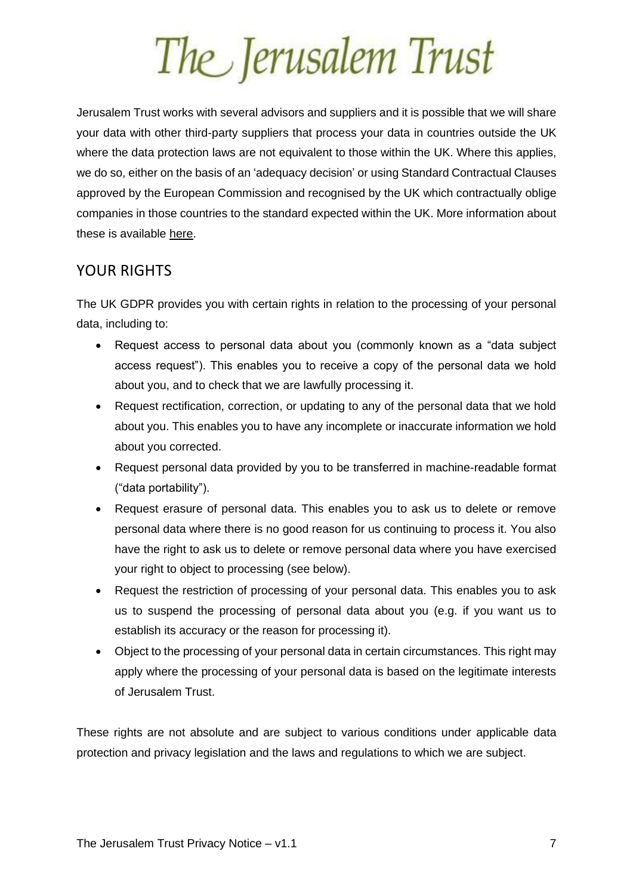Jerusalem Trust works with several advisors and suppliers and it is possible that we will share your data with other third-party suppliers that process your data in countries outside the UK where the data protection laws are not equivalent to those within the UK. Where this applies, we do so, either on the basis of an 'adequacy decision' or using Standard Contractual Clauses approved by the European Commission and recognised by the UK which contractually oblige companies in those countries to the standard expected within the UK. More information about these is available here.

## YOUR RIGHTS

The UK GDPR provides you with certain rights in relation to the processing of your personal data, including to:

- Request access to personal data about you (commonly known as a "data subject access request"). This enables you to receive a copy of the personal data we hold about you, and to check that we are lawfully processing it.
- Request rectification, correction, or updating to any of the personal data that we hold about you. This enables you to have any incomplete or inaccurate information we hold about you corrected.
- Request personal data provided by you to be transferred in machine-readable format ("data portability").
- Request erasure of personal data. This enables you to ask us to delete or remove personal data where there is no good reason for us continuing to process it. You also have the right to ask us to delete or remove personal data where you have exercised your right to object to processing (see below).
- Request the restriction of processing of your personal data. This enables you to ask us to suspend the processing of personal data about you (e.g. if you want us to establish its accuracy or the reason for processing it).
- Object to the processing of your personal data in certain circumstances. This right may apply where the processing of your personal data is based on the legitimate interests of Jerusalem Trust.

These rights are not absolute and are subject to various conditions under applicable data protection and privacy legislation and the laws and regulations to which we are subject.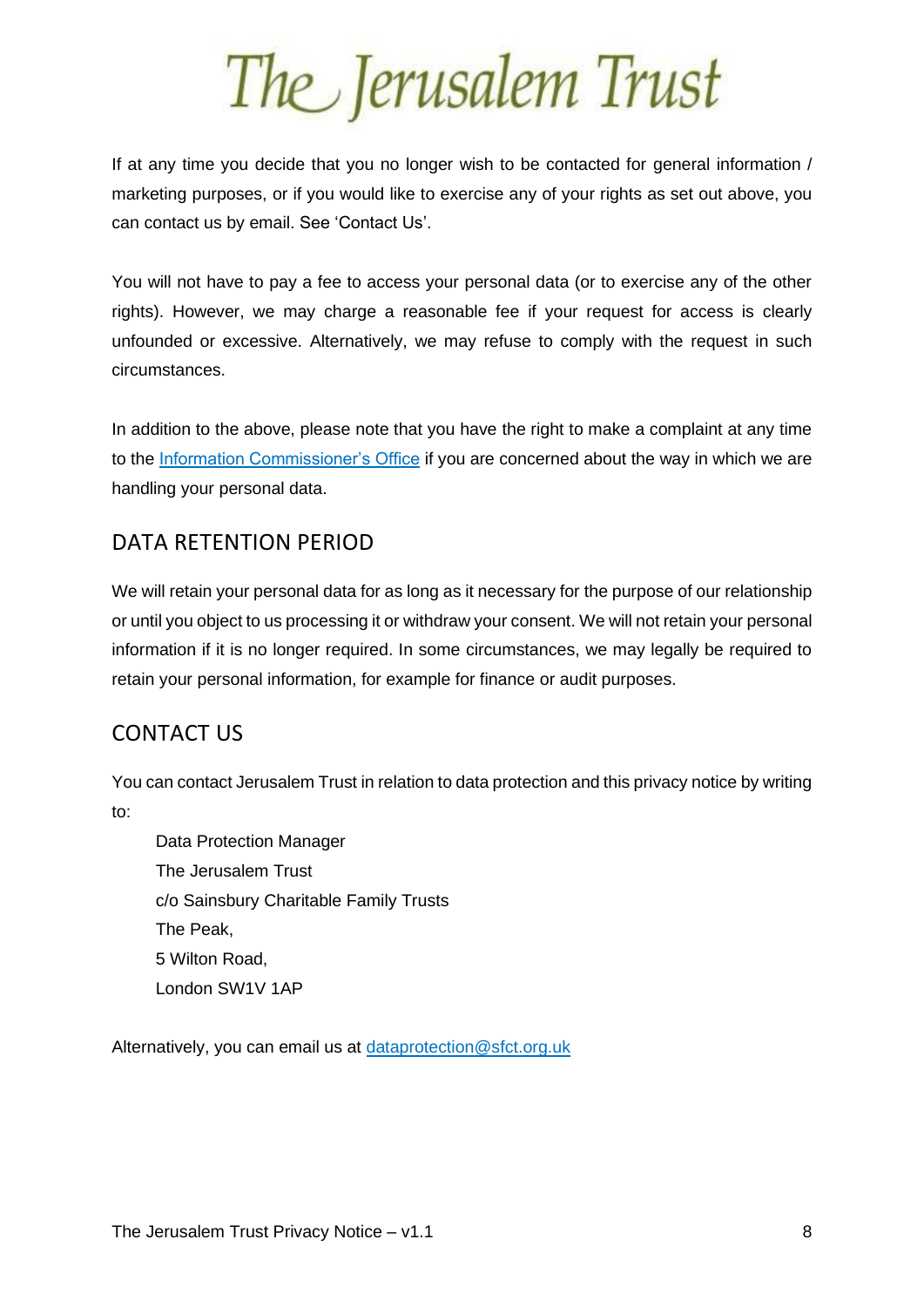If at any time you decide that you no longer wish to be contacted for general information / marketing purposes, or if you would like to exercise any of your rights as set out above, you can contact us by email. See 'Contact Us'.

You will not have to pay a fee to access your personal data (or to exercise any of the other rights). However, we may charge a reasonable fee if your request for access is clearly unfounded or excessive. Alternatively, we may refuse to comply with the request in such circumstances.

In addition to the above, please note that you have the right to make a complaint at any time to the Information Commissioner's Office if you are concerned about the way in which we are handling your personal data.

## DATA RETENTION PERIOD

We will retain your personal data for as long as it necessary for the purpose of our relationship or until you object to us processing it or withdraw your consent. We will not retain your personal information if it is no longer required. In some circumstances, we may legally be required to retain your personal information, for example for finance or audit purposes.

## CONTACT US

You can contact Jerusalem Trust in relation to data protection and this privacy notice by writing to:

Data Protection Manager
The Jerusalem Trust
c/o Sainsbury Charitable Family Trusts
The Peak,
5 Wilton Road,
London SW1V 1AP

Alternatively, you can email us at dataprotection@sfct.org.uk